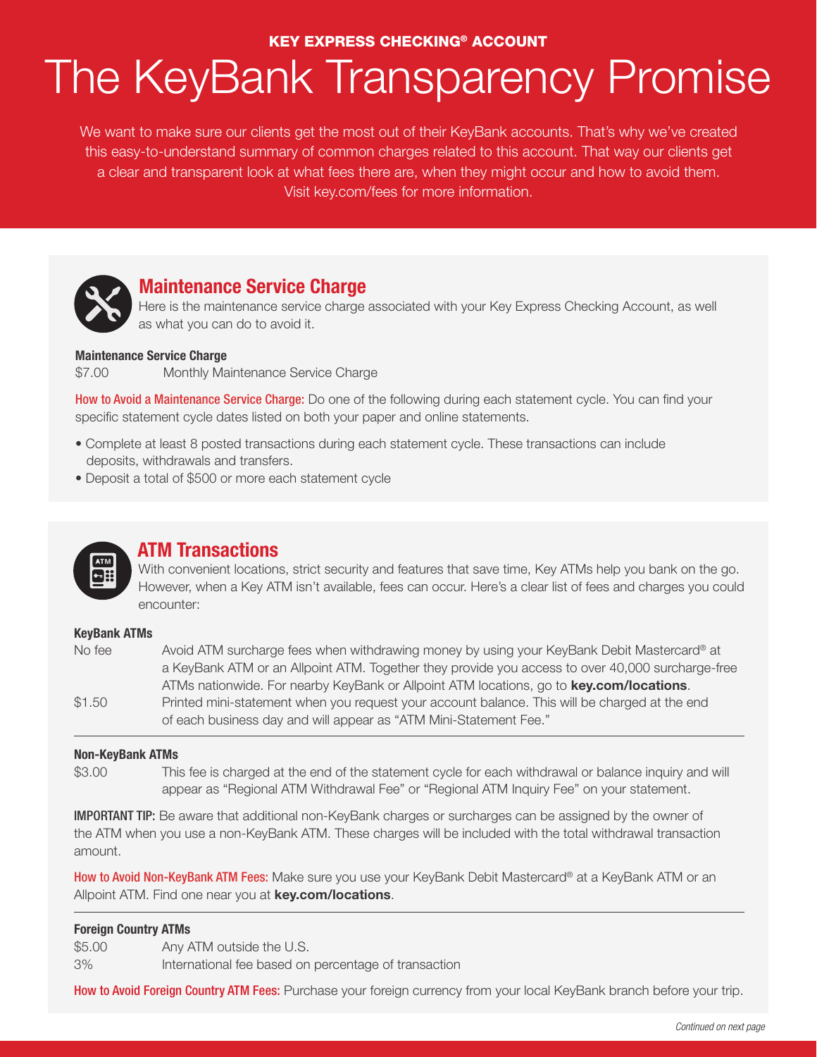**KEY EXPRESS CHECKING® ACCOUNT**

# The KeyBank Transparency Promise

We want to make sure our clients get the most out of their KeyBank accounts. That's why we've created this easy-to-understand summary of common charges related to this account. That way our clients get a clear and transparent look at what fees there are, when they might occur and how to avoid them. Visit key.com/fees for more information.

## Maintenance Service Charge

Here is the maintenance service charge associated with your Key Express Checking Account, as well as what you can do to avoid it.

**Maintenance Service Charge**

| | |
|---|---|
| $7.00 | Monthly Maintenance Service Charge |

How to Avoid a Maintenance Service Charge: Do one of the following during each statement cycle. You can find your specific statement cycle dates listed on both your paper and online statements.

- Complete at least 8 posted transactions during each statement cycle. These transactions can include deposits, withdrawals and transfers.
- Deposit a total of $500 or more each statement cycle

## ATM Transactions

With convenient locations, strict security and features that save time, Key ATMs help you bank on the go. However, when a Key ATM isn't available, fees can occur. Here's a clear list of fees and charges you could encounter:

**KeyBank ATMs**

| | |
|---|---|
| No fee | Avoid ATM surcharge fees when withdrawing money by using your KeyBank Debit Mastercard® at a KeyBank ATM or an Allpoint ATM. Together they provide you access to over 40,000 surcharge-free ATMs nationwide. For nearby KeyBank or Allpoint ATM locations, go to **key.com/locations**. |
| $1.50 | Printed mini-statement when you request your account balance. This will be charged at the end of each business day and will appear as "ATM Mini-Statement Fee." |

**Non-KeyBank ATMs**

| | |
|---|---|
| $3.00 | This fee is charged at the end of the statement cycle for each withdrawal or balance inquiry and will appear as "Regional ATM Withdrawal Fee" or "Regional ATM Inquiry Fee" on your statement. |

**IMPORTANT TIP:** Be aware that additional non-KeyBank charges or surcharges can be assigned by the owner of the ATM when you use a non-KeyBank ATM. These charges will be included with the total withdrawal transaction amount.

How to Avoid Non-KeyBank ATM Fees: Make sure you use your KeyBank Debit Mastercard® at a KeyBank ATM or an Allpoint ATM. Find one near you at **key.com/locations**.

**Foreign Country ATMs**

| | |
|---|---|
| $5.00 | Any ATM outside the U.S. |
| 3% | International fee based on percentage of transaction |

How to Avoid Foreign Country ATM Fees: Purchase your foreign currency from your local KeyBank branch before your trip.

*Continued on next page*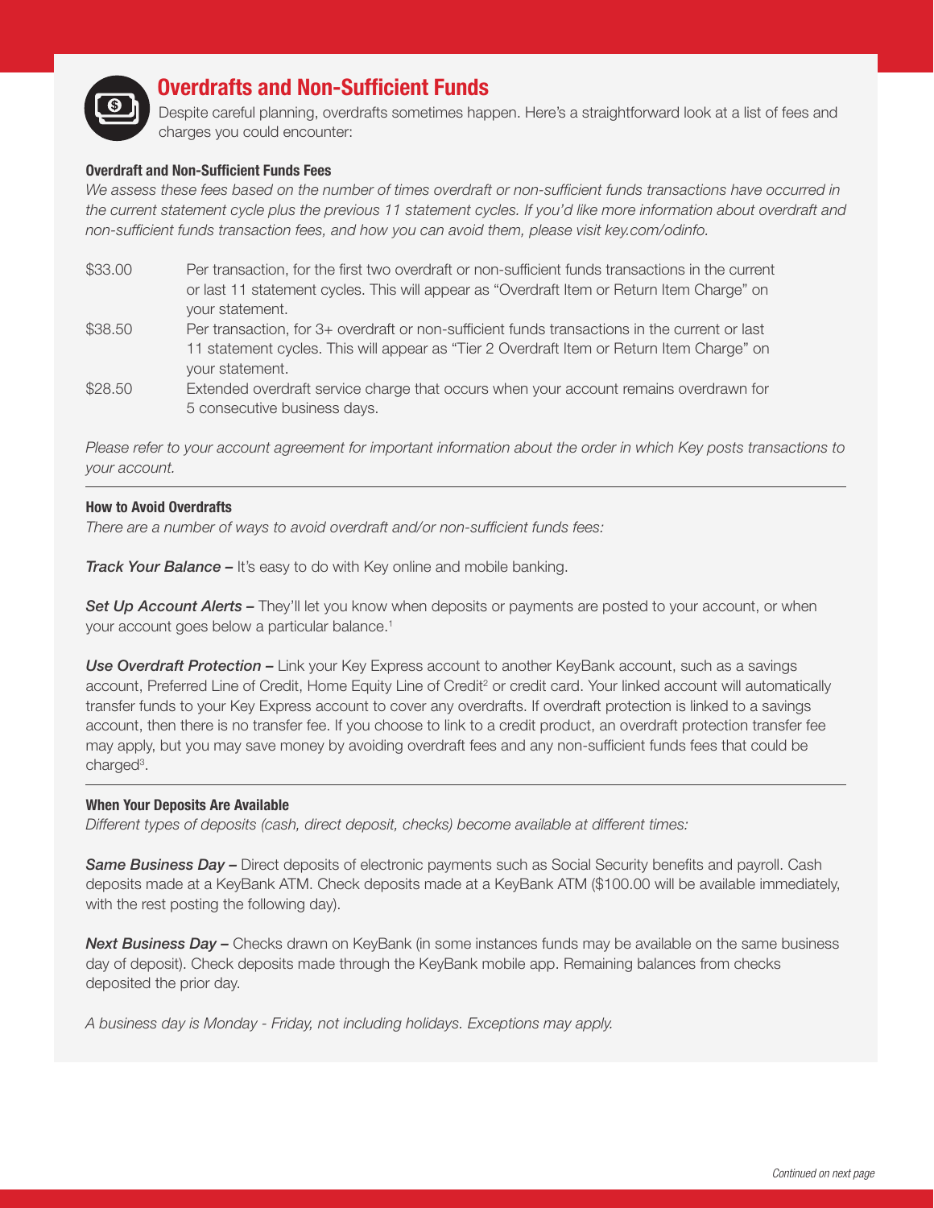## Overdrafts and Non-Sufficient Funds

Despite careful planning, overdrafts sometimes happen. Here's a straightforward look at a list of fees and charges you could encounter:

### Overdraft and Non-Sufficient Funds Fees

*We assess these fees based on the number of times overdraft or non-sufficient funds transactions have occurred in the current statement cycle plus the previous 11 statement cycles. If you'd like more information about overdraft and non-sufficient funds transaction fees, and how you can avoid them, please visit key.com/odinfo.*

| | |
|---|---|
| $33.00 | Per transaction, for the first two overdraft or non-sufficient funds transactions in the current or last 11 statement cycles. This will appear as "Overdraft Item or Return Item Charge" on your statement. |
| $38.50 | Per transaction, for 3+ overdraft or non-sufficient funds transactions in the current or last 11 statement cycles. This will appear as "Tier 2 Overdraft Item or Return Item Charge" on your statement. |
| $28.50 | Extended overdraft service charge that occurs when your account remains overdrawn for 5 consecutive business days. |

*Please refer to your account agreement for important information about the order in which Key posts transactions to your account.*

---

### How to Avoid Overdrafts

*There are a number of ways to avoid overdraft and/or non-sufficient funds fees:*

***Track Your Balance –*** It's easy to do with Key online and mobile banking.

***Set Up Account Alerts –*** They'll let you know when deposits or payments are posted to your account, or when your account goes below a particular balance.[1]

***Use Overdraft Protection –*** Link your Key Express account to another KeyBank account, such as a savings account, Preferred Line of Credit, Home Equity Line of Credit[2] or credit card. Your linked account will automatically transfer funds to your Key Express account to cover any overdrafts. If overdraft protection is linked to a savings account, then there is no transfer fee. If you choose to link to a credit product, an overdraft protection transfer fee may apply, but you may save money by avoiding overdraft fees and any non-sufficient funds fees that could be charged[3].

---

### When Your Deposits Are Available

*Different types of deposits (cash, direct deposit, checks) become available at different times:*

***Same Business Day –*** Direct deposits of electronic payments such as Social Security benefits and payroll. Cash deposits made at a KeyBank ATM. Check deposits made at a KeyBank ATM ($100.00 will be available immediately, with the rest posting the following day).

***Next Business Day –*** Checks drawn on KeyBank (in some instances funds may be available on the same business day of deposit). Check deposits made through the KeyBank mobile app. Remaining balances from checks deposited the prior day.

*A business day is Monday - Friday, not including holidays. Exceptions may apply.*

*Continued on next page*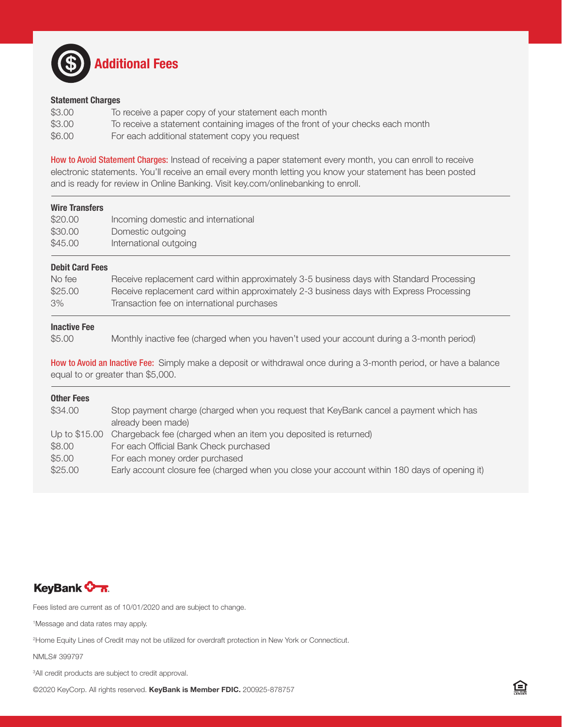# Additional Fees

### Statement Charges

| | |
|---|---|
| $3.00 | To receive a paper copy of your statement each month |
| $3.00 | To receive a statement containing images of the front of your checks each month |
| $6.00 | For each additional statement copy you request |

**How to Avoid Statement Charges:** Instead of receiving a paper statement every month, you can enroll to receive electronic statements. You'll receive an email every month letting you know your statement has been posted and is ready for review in Online Banking. Visit key.com/onlinebanking to enroll.

### Wire Transfers

| | |
|---|---|
| $20.00 | Incoming domestic and international |
| $30.00 | Domestic outgoing |
| $45.00 | International outgoing |

### Debit Card Fees

| | |
|---|---|
| No fee | Receive replacement card within approximately 3-5 business days with Standard Processing |
| $25.00 | Receive replacement card within approximately 2-3 business days with Express Processing |
| 3% | Transaction fee on international purchases |

### Inactive Fee

| | |
|---|---|
| $5.00 | Monthly inactive fee (charged when you haven't used your account during a 3-month period) |

**How to Avoid an Inactive Fee:** Simply make a deposit or withdrawal once during a 3-month period, or have a balance equal to or greater than $5,000.

### Other Fees

| | |
|---|---|
| $34.00 | Stop payment charge (charged when you request that KeyBank cancel a payment which has already been made) |
| Up to $15.00 | Chargeback fee (charged when an item you deposited is returned) |
| $8.00 | For each Official Bank Check purchased |
| $5.00 | For each money order purchased |
| $25.00 | Early account closure fee (charged when you close your account within 180 days of opening it) |

KeyBank

Fees listed are current as of 10/01/2020 and are subject to change.

[1]Message and data rates may apply.

[2]Home Equity Lines of Credit may not be utilized for overdraft protection in New York or Connecticut.

NMLS# 399797

[3]All credit products are subject to credit approval.

©2020 KeyCorp. All rights reserved. **KeyBank is Member FDIC.** 200925-878757